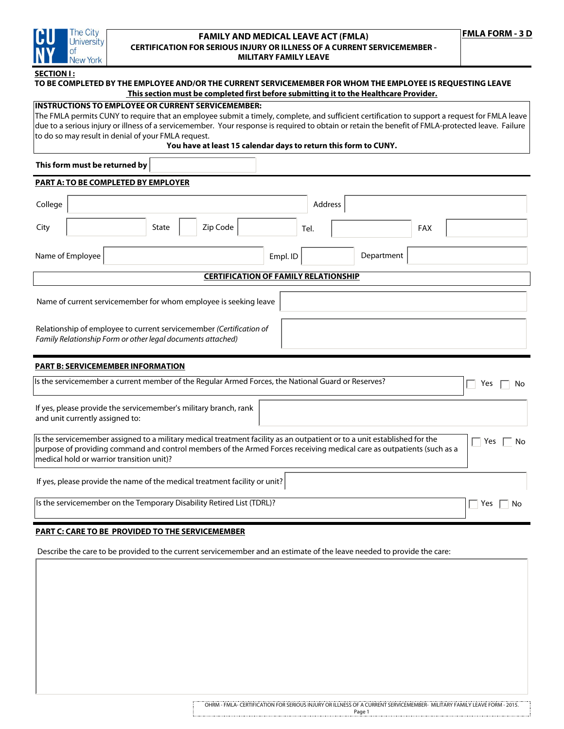# FAMILY AND MEDICAL LEAVE ACT (FMLA)

**CERTIFICATION FOR SERIOUS INJURY OR ILLNESS OF A CURRENT SERVICEMEMBER - MILITARY FAMILY LEAVE**

**FMLA FORM - 3 D**

## SECTION I :

**TO BE COMPLETED BY THE EMPLOYEE AND/OR THE CURRENT SERVICEMEMBER FOR WHOM THE EMPLOYEE IS REQUESTING LEAVE**

**This section must be completed first before submitting it to the Healthcare Provider.**

**INSTRUCTIONS TO EMPLOYEE OR CURRENT SERVICEMEMBER:**

The FMLA permits CUNY to require that an employee submit a timely, complete, and sufficient certification to support a request for FMLA leave due to a serious injury or illness of a servicemember. Your response is required to obtain or retain the benefit of FMLA-protected leave. Failure to do so may result in denial of your FMLA request.

**You have at least 15 calendar days to return this form to CUNY.**

**This form must be returned by** \_\_\_\_\_\_\_\_\_\_

### PART A: TO BE COMPLETED BY EMPLOYER

College \_\_\_\_\_\_\_\_\_\_ Address \_\_\_\_\_\_\_\_\_\_

City \_\_\_\_\_\_ State \_\_\_ Zip Code \_\_\_\_\_\_ Tel. \_\_\_\_\_\_ FAX \_\_\_\_\_\_

Name of Employee \_\_\_\_\_\_\_\_\_\_ Empl. ID \_\_\_\_\_\_ Department \_\_\_\_\_\_

**CERTIFICATION OF FAMILY RELATIONSHIP**

Name of current servicemember for whom employee is seeking leave \_\_\_\_\_\_\_\_\_\_

Relationship of employee to current servicemember *(Certification of Family Relationship Form or other legal documents attached)* \_\_\_\_\_\_\_\_\_\_

### PART B: SERVICEMEMBER INFORMATION

Is the servicemember a current member of the Regular Armed Forces, the National Guard or Reserves? ☐ Yes ☐ No

If yes, please provide the servicemember's military branch, rank and unit currently assigned to: \_\_\_\_\_\_\_\_\_\_

Is the servicemember assigned to a military medical treatment facility as an outpatient or to a unit established for the purpose of providing command and control members of the Armed Forces receiving medical care as outpatients (such as a medical hold or warrior transition unit)? ☐ Yes ☐ No

If yes, please provide the name of the medical treatment facility or unit? \_\_\_\_\_\_\_\_\_\_

Is the servicemember on the Temporary Disability Retired List (TDRL)? ☐ Yes ☐ No

### PART C: CARE TO BE PROVIDED TO THE SERVICEMEMBER

Describe the care to be provided to the current servicemember and an estimate of the leave needed to provide the care:

\_\_\_\_\_\_\_\_\_\_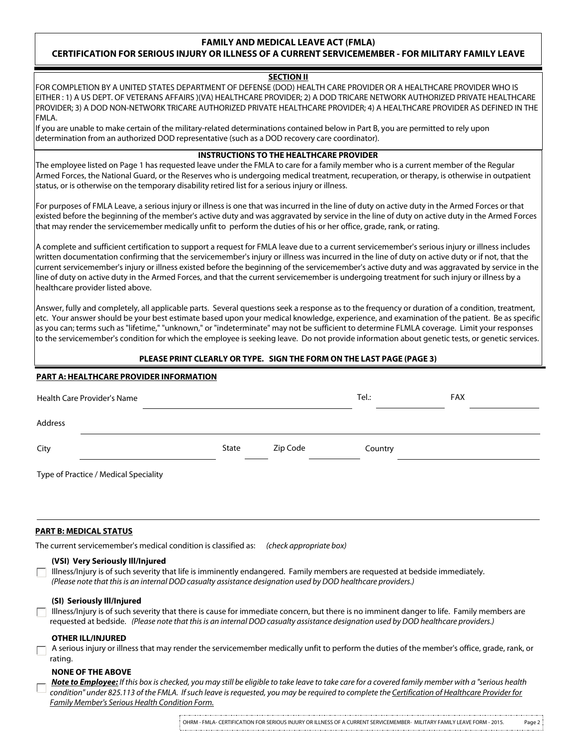# FAMILY AND MEDICAL LEAVE ACT (FMLA)
## CERTIFICATION FOR SERIOUS INJURY OR ILLNESS OF A CURRENT SERVICEMEMBER - FOR MILITARY FAMILY LEAVE

### SECTION II

FOR COMPLETION BY A UNITED STATES DEPARTMENT OF DEFENSE (DOD) HEALTH CARE PROVIDER OR A HEALTHCARE PROVIDER WHO IS EITHER : 1) A US DEPT. OF VETERANS AFFAIRS )(VA) HEALTHCARE PROVIDER; 2) A DOD TRICARE NETWORK AUTHORIZED PRIVATE HEALTHCARE PROVIDER; 3) A DOD NON-NETWORK TRICARE AUTHORIZED PRIVATE HEALTHCARE PROVIDER; 4) A HEALTHCARE PROVIDER AS DEFINED IN THE FMLA.

If you are unable to make certain of the military-related determinations contained below in Part B, you are permitted to rely upon determination from an authorized DOD representative (such as a DOD recovery care coordinator).

### INSTRUCTIONS TO THE HEALTHCARE PROVIDER

The employee listed on Page 1 has requested leave under the FMLA to care for a family member who is a current member of the Regular Armed Forces, the National Guard, or the Reserves who is undergoing medical treatment, recuperation, or therapy, is otherwise in outpatient status, or is otherwise on the temporary disability retired list for a serious injury or illness.

For purposes of FMLA Leave, a serious injury or illness is one that was incurred in the line of duty on active duty in the Armed Forces or that existed before the beginning of the member's active duty and was aggravated by service in the line of duty on active duty in the Armed Forces that may render the servicemember medically unfit to perform the duties of his or her office, grade, rank, or rating.

A complete and sufficient certification to support a request for FMLA leave due to a current servicemember's serious injury or illness includes written documentation confirming that the servicemember's injury or illness was incurred in the line of duty on active duty or if not, that the current servicemember's injury or illness existed before the beginning of the servicemember's active duty and was aggravated by service in the line of duty on active duty in the Armed Forces, and that the current servicemember is undergoing treatment for such injury or illness by a healthcare provider listed above.

Answer, fully and completely, all applicable parts. Several questions seek a response as to the frequency or duration of a condition, treatment, etc. Your answer should be your best estimate based upon your medical knowledge, experience, and examination of the patient. Be as specific as you can; terms such as "lifetime," "unknown," or "indeterminate" may not be sufficient to determine FLMLA coverage. Limit your responses to the servicemember's condition for which the employee is seeking leave. Do not provide information about genetic tests, or genetic services.

**PLEASE PRINT CLEARLY OR TYPE. SIGN THE FORM ON THE LAST PAGE (PAGE 3)**

## PART A: HEALTHCARE PROVIDER INFORMATION

Health Care Provider's Name ______________________ Tel.: __________ FAX __________

Address ______________________________________________

City ____________________ State _____ Zip Code _________ Country ______________

Type of Practice / Medical Speciality

______________________________________________

## PART B: MEDICAL STATUS

The current servicemember's medical condition is classified as: *(check appropriate box)*

☐ **(VSI) Very Seriously Ill/Injured**
Illness/Injury is of such severity that life is imminently endangered. Family members are requested at bedside immediately. *(Please note that this is an internal DOD casualty assistance designation used by DOD healthcare providers.)*

☐ **(SI) Seriously Ill/Injured**
Illness/Injury is of such severity that there is cause for immediate concern, but there is no imminent danger to life. Family members are requested at bedside. *(Please note that this is an internal DOD casualty assistance designation used by DOD healthcare providers.)*

☐ **OTHER ILL/INJURED**
A serious injury or illness that may render the servicemember medically unfit to perform the duties of the member's office, grade, rank, or rating.

☐ **NONE OF THE ABOVE**
***Note to Employee:*** *If this box is checked, you may still be eligible to take leave to take care for a covered family member with a "serious health condition" under 825.113 of the FMLA. If such leave is requested, you may be required to complete the Certification of Healthcare Provider for Family Member's Serious Health Condition Form.*

OHRM - FMLA- CERTIFICATION FOR SERIOUS INJURY OR ILLNESS OF A CURRENT SERVICEMEMBER- MILITARY FAMILY LEAVE FORM - 2015.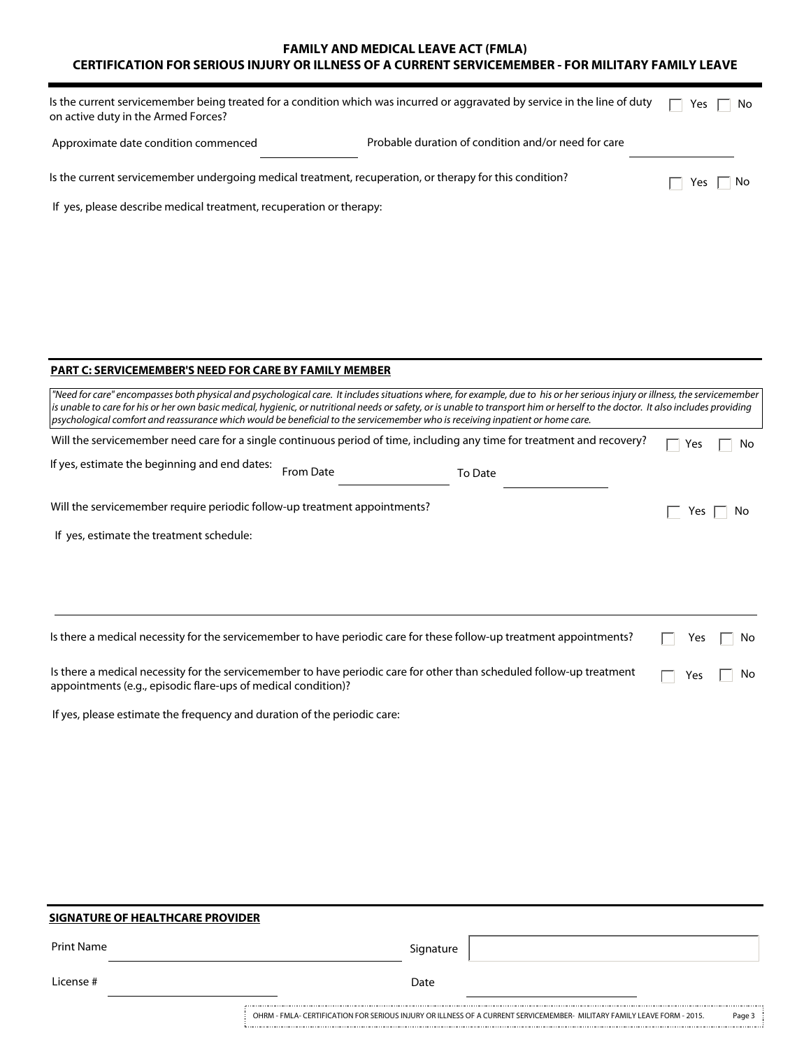# FAMILY AND MEDICAL LEAVE ACT (FMLA)
## CERTIFICATION FOR SERIOUS INJURY OR ILLNESS OF A CURRENT SERVICEMEMBER - FOR MILITARY FAMILY LEAVE

Is the current servicemember being treated for a condition which was incurred or aggravated by service in the line of duty on active duty in the Armed Forces? ☐ Yes ☐ No

Approximate date condition commenced ____________ Probable duration of condition and/or need for care ____________

Is the current servicemember undergoing medical treatment, recuperation, or therapy for this condition? ☐ Yes ☐ No

If yes, please describe medical treatment, recuperation or therapy:

### PART C: SERVICEMEMBER'S NEED FOR CARE BY FAMILY MEMBER

*"Need for care" encompasses both physical and psychological care. It includes situations where, for example, due to his or her serious injury or illness, the servicemember is unable to care for his or her own basic medical, hygienic, or nutritional needs or safety, or is unable to transport him or herself to the doctor. It also includes providing psychological comfort and reassurance which would be beneficial to the servicemember who is receiving inpatient or home care.*

Will the servicemember need care for a single continuous period of time, including any time for treatment and recovery? ☐ Yes ☐ No

If yes, estimate the beginning and end dates: From Date ____________ To Date ____________

Will the servicemember require periodic follow-up treatment appointments? ☐ Yes ☐ No

If yes, estimate the treatment schedule:

Is there a medical necessity for the servicemember to have periodic care for these follow-up treatment appointments? ☐ Yes ☐ No

Is there a medical necessity for the servicemember to have periodic care for other than scheduled follow-up treatment appointments (e.g., episodic flare-ups of medical condition)? ☐ Yes ☐ No

If yes, please estimate the frequency and duration of the periodic care:

### SIGNATURE OF HEALTHCARE PROVIDER

Print Name ____________ Signature ____________

License # ____________ Date ____________

OHRM - FMLA- CERTIFICATION FOR SERIOUS INJURY OR ILLNESS OF A CURRENT SERVICEMEMBER- MILITARY FAMILY LEAVE FORM - 2015.